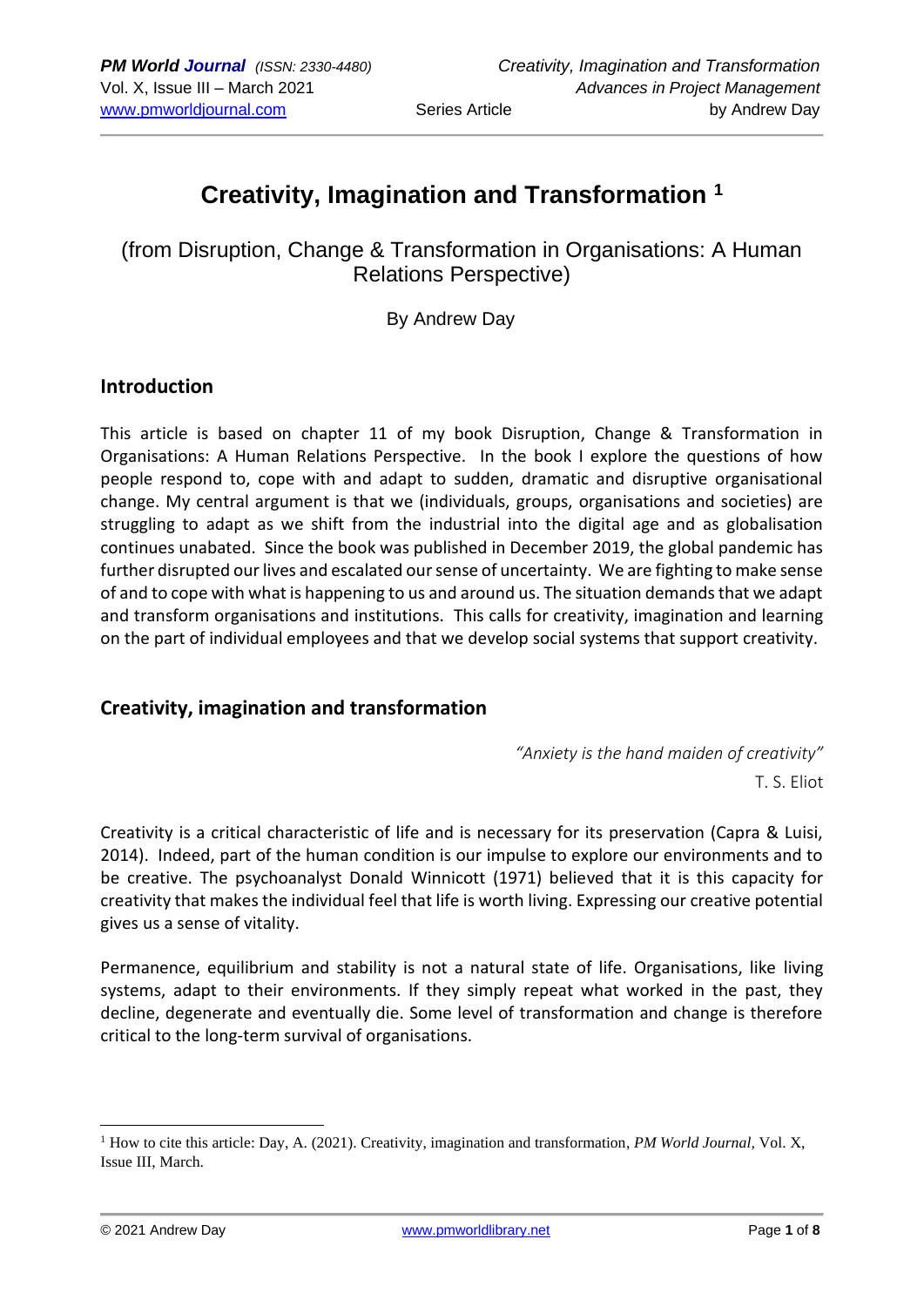# Creativity, Imagination and Transformation [1]

(from Disruption, Change & Transformation in Organisations: A Human Relations Perspective)

By Andrew Day

## Introduction

This article is based on chapter 11 of my book Disruption, Change & Transformation in Organisations: A Human Relations Perspective. In the book I explore the questions of how people respond to, cope with and adapt to sudden, dramatic and disruptive organisational change. My central argument is that we (individuals, groups, organisations and societies) are struggling to adapt as we shift from the industrial into the digital age and as globalisation continues unabated. Since the book was published in December 2019, the global pandemic has further disrupted our lives and escalated our sense of uncertainty. We are fighting to make sense of and to cope with what is happening to us and around us. The situation demands that we adapt and transform organisations and institutions. This calls for creativity, imagination and learning on the part of individual employees and that we develop social systems that support creativity.

## Creativity, imagination and transformation

*"Anxiety is the hand maiden of creativity"*
T. S. Eliot

Creativity is a critical characteristic of life and is necessary for its preservation (Capra & Luisi, 2014). Indeed, part of the human condition is our impulse to explore our environments and to be creative. The psychoanalyst Donald Winnicott (1971) believed that it is this capacity for creativity that makes the individual feel that life is worth living. Expressing our creative potential gives us a sense of vitality.

Permanence, equilibrium and stability is not a natural state of life. Organisations, like living systems, adapt to their environments. If they simply repeat what worked in the past, they decline, degenerate and eventually die. Some level of transformation and change is therefore critical to the long-term survival of organisations.

[1] How to cite this article: Day, A. (2021). Creativity, imagination and transformation, *PM World Journal*, Vol. X, Issue III, March.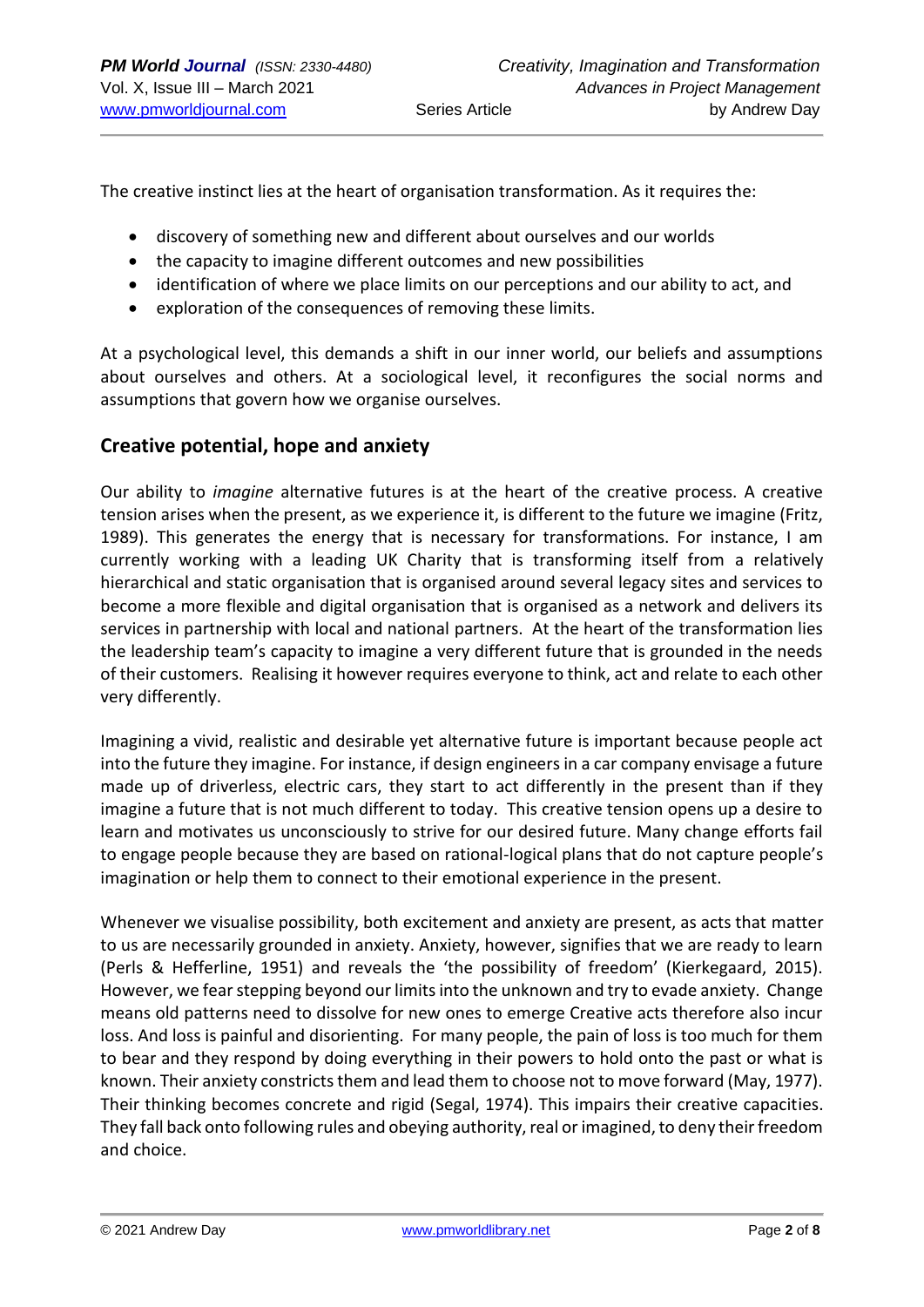The creative instinct lies at the heart of organisation transformation. As it requires the:

- discovery of something new and different about ourselves and our worlds
- the capacity to imagine different outcomes and new possibilities
- identification of where we place limits on our perceptions and our ability to act, and
- exploration of the consequences of removing these limits.

At a psychological level, this demands a shift in our inner world, our beliefs and assumptions about ourselves and others. At a sociological level, it reconfigures the social norms and assumptions that govern how we organise ourselves.

## Creative potential, hope and anxiety

Our ability to *imagine* alternative futures is at the heart of the creative process. A creative tension arises when the present, as we experience it, is different to the future we imagine (Fritz, 1989). This generates the energy that is necessary for transformations. For instance, I am currently working with a leading UK Charity that is transforming itself from a relatively hierarchical and static organisation that is organised around several legacy sites and services to become a more flexible and digital organisation that is organised as a network and delivers its services in partnership with local and national partners. At the heart of the transformation lies the leadership team's capacity to imagine a very different future that is grounded in the needs of their customers. Realising it however requires everyone to think, act and relate to each other very differently.

Imagining a vivid, realistic and desirable yet alternative future is important because people act into the future they imagine. For instance, if design engineers in a car company envisage a future made up of driverless, electric cars, they start to act differently in the present than if they imagine a future that is not much different to today. This creative tension opens up a desire to learn and motivates us unconsciously to strive for our desired future. Many change efforts fail to engage people because they are based on rational-logical plans that do not capture people's imagination or help them to connect to their emotional experience in the present.

Whenever we visualise possibility, both excitement and anxiety are present, as acts that matter to us are necessarily grounded in anxiety. Anxiety, however, signifies that we are ready to learn (Perls & Hefferline, 1951) and reveals the 'the possibility of freedom' (Kierkegaard, 2015). However, we fear stepping beyond our limits into the unknown and try to evade anxiety. Change means old patterns need to dissolve for new ones to emerge Creative acts therefore also incur loss. And loss is painful and disorienting. For many people, the pain of loss is too much for them to bear and they respond by doing everything in their powers to hold onto the past or what is known. Their anxiety constricts them and lead them to choose not to move forward (May, 1977). Their thinking becomes concrete and rigid (Segal, 1974). This impairs their creative capacities. They fall back onto following rules and obeying authority, real or imagined, to deny their freedom and choice.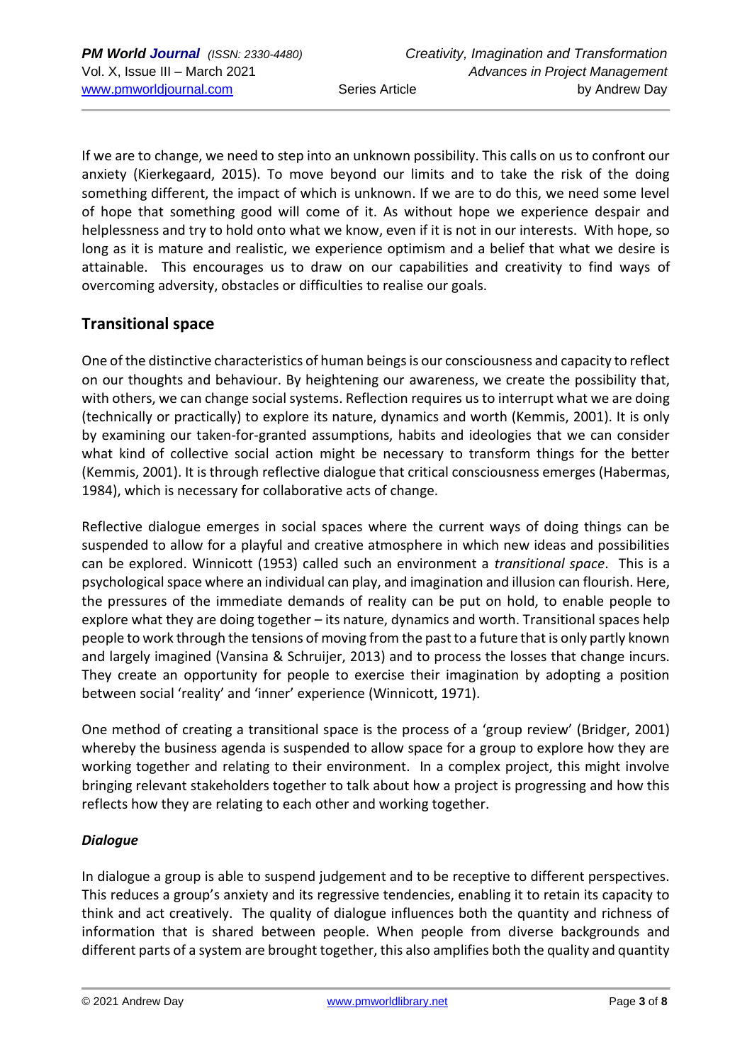If we are to change, we need to step into an unknown possibility. This calls on us to confront our anxiety (Kierkegaard, 2015). To move beyond our limits and to take the risk of the doing something different, the impact of which is unknown. If we are to do this, we need some level of hope that something good will come of it. As without hope we experience despair and helplessness and try to hold onto what we know, even if it is not in our interests. With hope, so long as it is mature and realistic, we experience optimism and a belief that what we desire is attainable. This encourages us to draw on our capabilities and creativity to find ways of overcoming adversity, obstacles or difficulties to realise our goals.

## Transitional space

One of the distinctive characteristics of human beings is our consciousness and capacity to reflect on our thoughts and behaviour. By heightening our awareness, we create the possibility that, with others, we can change social systems. Reflection requires us to interrupt what we are doing (technically or practically) to explore its nature, dynamics and worth (Kemmis, 2001). It is only by examining our taken-for-granted assumptions, habits and ideologies that we can consider what kind of collective social action might be necessary to transform things for the better (Kemmis, 2001). It is through reflective dialogue that critical consciousness emerges (Habermas, 1984), which is necessary for collaborative acts of change.

Reflective dialogue emerges in social spaces where the current ways of doing things can be suspended to allow for a playful and creative atmosphere in which new ideas and possibilities can be explored. Winnicott (1953) called such an environment a *transitional space*. This is a psychological space where an individual can play, and imagination and illusion can flourish. Here, the pressures of the immediate demands of reality can be put on hold, to enable people to explore what they are doing together – its nature, dynamics and worth. Transitional spaces help people to work through the tensions of moving from the past to a future that is only partly known and largely imagined (Vansina & Schruijer, 2013) and to process the losses that change incurs. They create an opportunity for people to exercise their imagination by adopting a position between social 'reality' and 'inner' experience (Winnicott, 1971).

One method of creating a transitional space is the process of a 'group review' (Bridger, 2001) whereby the business agenda is suspended to allow space for a group to explore how they are working together and relating to their environment. In a complex project, this might involve bringing relevant stakeholders together to talk about how a project is progressing and how this reflects how they are relating to each other and working together.

### *Dialogue*

In dialogue a group is able to suspend judgement and to be receptive to different perspectives. This reduces a group's anxiety and its regressive tendencies, enabling it to retain its capacity to think and act creatively. The quality of dialogue influences both the quantity and richness of information that is shared between people. When people from diverse backgrounds and different parts of a system are brought together, this also amplifies both the quality and quantity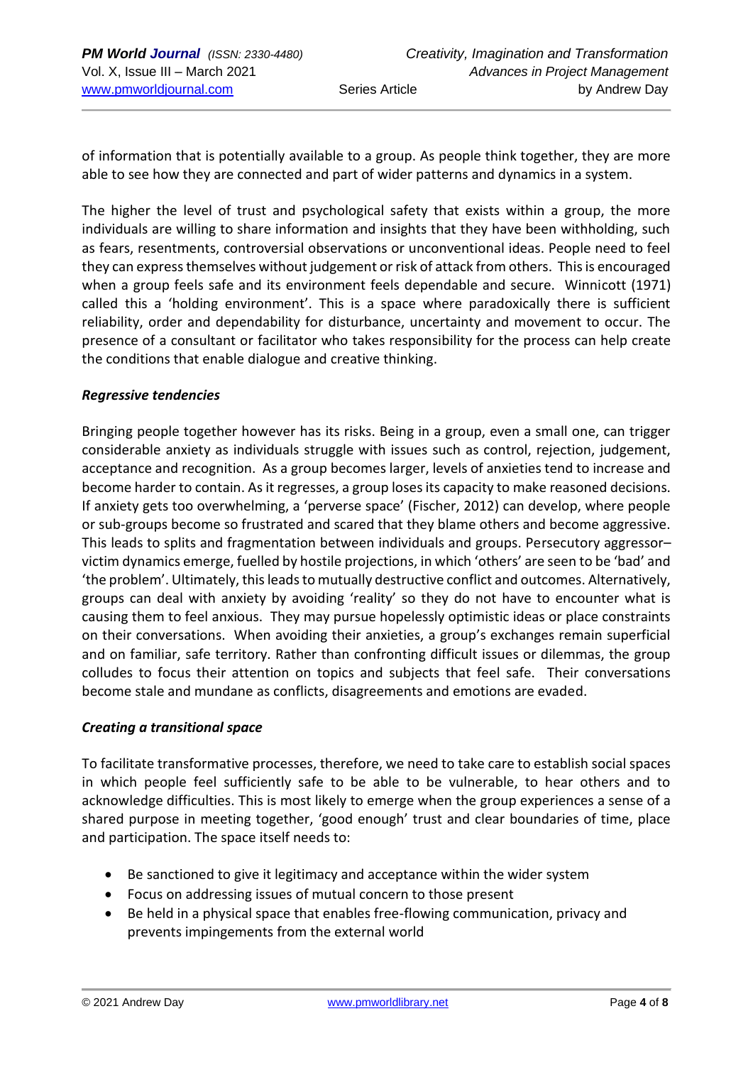of information that is potentially available to a group. As people think together, they are more able to see how they are connected and part of wider patterns and dynamics in a system.

The higher the level of trust and psychological safety that exists within a group, the more individuals are willing to share information and insights that they have been withholding, such as fears, resentments, controversial observations or unconventional ideas. People need to feel they can express themselves without judgement or risk of attack from others. This is encouraged when a group feels safe and its environment feels dependable and secure. Winnicott (1971) called this a 'holding environment'. This is a space where paradoxically there is sufficient reliability, order and dependability for disturbance, uncertainty and movement to occur. The presence of a consultant or facilitator who takes responsibility for the process can help create the conditions that enable dialogue and creative thinking.

***Regressive tendencies***

Bringing people together however has its risks. Being in a group, even a small one, can trigger considerable anxiety as individuals struggle with issues such as control, rejection, judgement, acceptance and recognition. As a group becomes larger, levels of anxieties tend to increase and become harder to contain. As it regresses, a group loses its capacity to make reasoned decisions. If anxiety gets too overwhelming, a 'perverse space' (Fischer, 2012) can develop, where people or sub-groups become so frustrated and scared that they blame others and become aggressive. This leads to splits and fragmentation between individuals and groups. Persecutory aggressor–victim dynamics emerge, fuelled by hostile projections, in which 'others' are seen to be 'bad' and 'the problem'. Ultimately, this leads to mutually destructive conflict and outcomes. Alternatively, groups can deal with anxiety by avoiding 'reality' so they do not have to encounter what is causing them to feel anxious. They may pursue hopelessly optimistic ideas or place constraints on their conversations. When avoiding their anxieties, a group's exchanges remain superficial and on familiar, safe territory. Rather than confronting difficult issues or dilemmas, the group colludes to focus their attention on topics and subjects that feel safe. Their conversations become stale and mundane as conflicts, disagreements and emotions are evaded.

***Creating a transitional space***

To facilitate transformative processes, therefore, we need to take care to establish social spaces in which people feel sufficiently safe to be able to be vulnerable, to hear others and to acknowledge difficulties. This is most likely to emerge when the group experiences a sense of a shared purpose in meeting together, 'good enough' trust and clear boundaries of time, place and participation. The space itself needs to:

- Be sanctioned to give it legitimacy and acceptance within the wider system
- Focus on addressing issues of mutual concern to those present
- Be held in a physical space that enables free-flowing communication, privacy and prevents impingements from the external world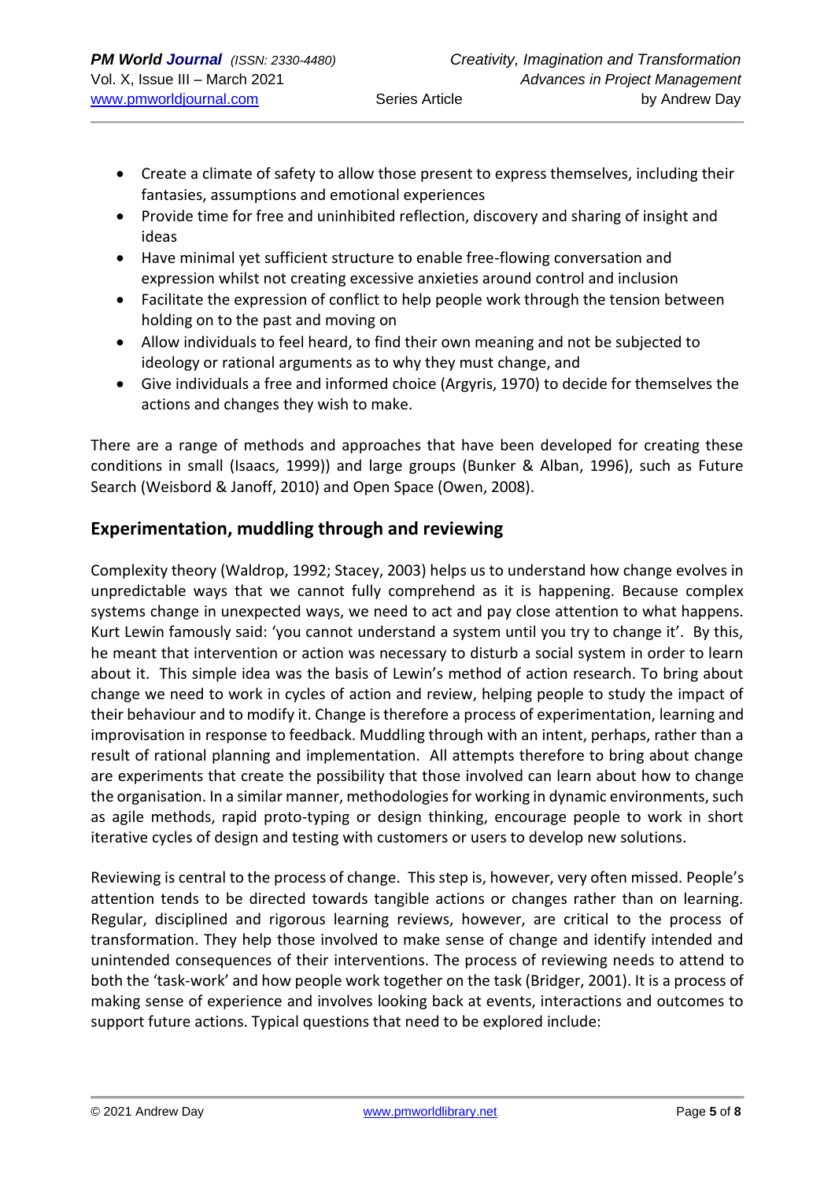- Create a climate of safety to allow those present to express themselves, including their fantasies, assumptions and emotional experiences
- Provide time for free and uninhibited reflection, discovery and sharing of insight and ideas
- Have minimal yet sufficient structure to enable free-flowing conversation and expression whilst not creating excessive anxieties around control and inclusion
- Facilitate the expression of conflict to help people work through the tension between holding on to the past and moving on
- Allow individuals to feel heard, to find their own meaning and not be subjected to ideology or rational arguments as to why they must change, and
- Give individuals a free and informed choice (Argyris, 1970) to decide for themselves the actions and changes they wish to make.

There are a range of methods and approaches that have been developed for creating these conditions in small (Isaacs, 1999)) and large groups (Bunker & Alban, 1996), such as Future Search (Weisbord & Janoff, 2010) and Open Space (Owen, 2008).

## Experimentation, muddling through and reviewing

Complexity theory (Waldrop, 1992; Stacey, 2003) helps us to understand how change evolves in unpredictable ways that we cannot fully comprehend as it is happening. Because complex systems change in unexpected ways, we need to act and pay close attention to what happens. Kurt Lewin famously said: 'you cannot understand a system until you try to change it'. By this, he meant that intervention or action was necessary to disturb a social system in order to learn about it. This simple idea was the basis of Lewin's method of action research. To bring about change we need to work in cycles of action and review, helping people to study the impact of their behaviour and to modify it. Change is therefore a process of experimentation, learning and improvisation in response to feedback. Muddling through with an intent, perhaps, rather than a result of rational planning and implementation. All attempts therefore to bring about change are experiments that create the possibility that those involved can learn about how to change the organisation. In a similar manner, methodologies for working in dynamic environments, such as agile methods, rapid proto-typing or design thinking, encourage people to work in short iterative cycles of design and testing with customers or users to develop new solutions.

Reviewing is central to the process of change. This step is, however, very often missed. People's attention tends to be directed towards tangible actions or changes rather than on learning. Regular, disciplined and rigorous learning reviews, however, are critical to the process of transformation. They help those involved to make sense of change and identify intended and unintended consequences of their interventions. The process of reviewing needs to attend to both the 'task-work' and how people work together on the task (Bridger, 2001). It is a process of making sense of experience and involves looking back at events, interactions and outcomes to support future actions. Typical questions that need to be explored include: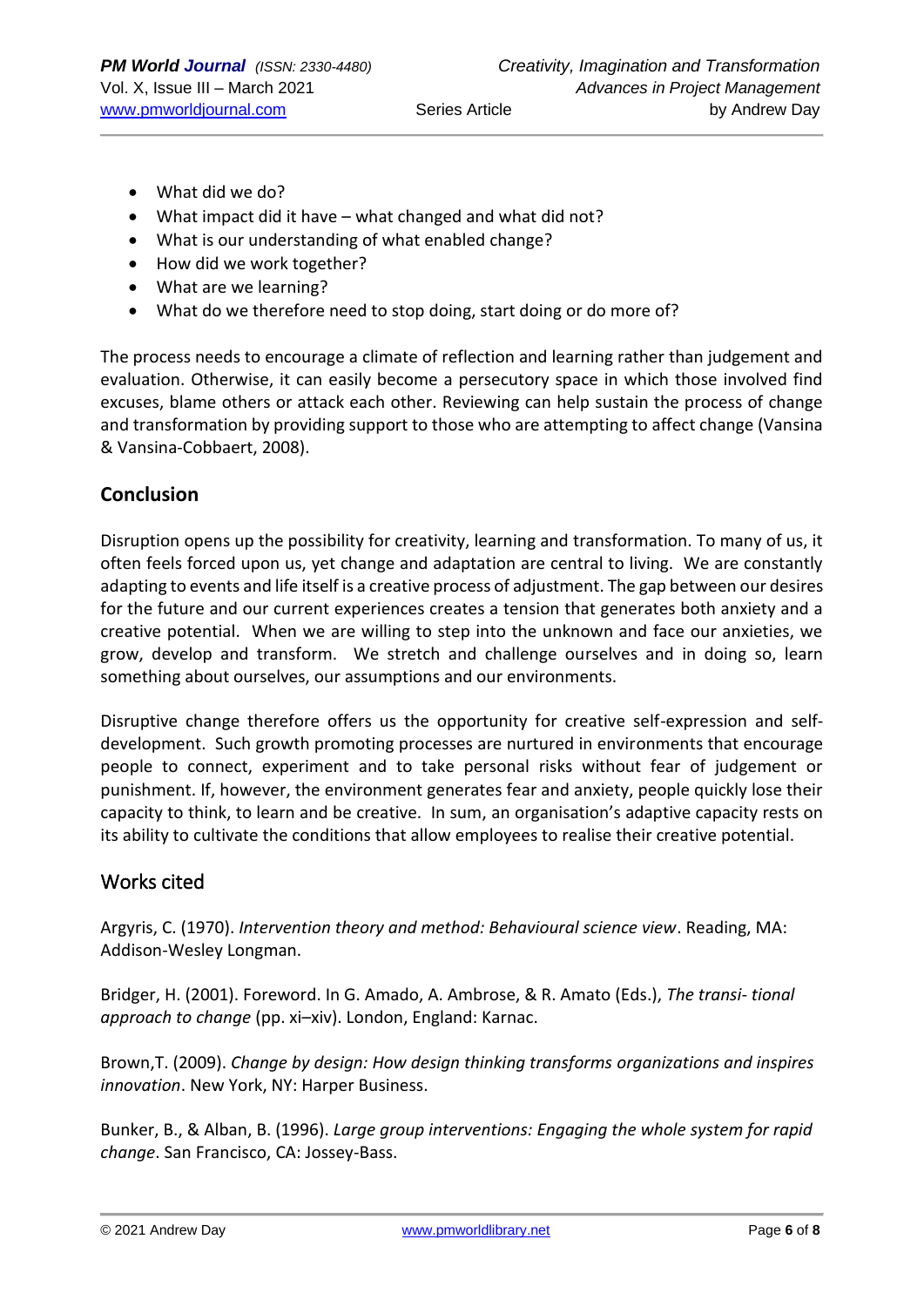- What did we do?
- What impact did it have – what changed and what did not?
- What is our understanding of what enabled change?
- How did we work together?
- What are we learning?
- What do we therefore need to stop doing, start doing or do more of?

The process needs to encourage a climate of reflection and learning rather than judgement and evaluation. Otherwise, it can easily become a persecutory space in which those involved find excuses, blame others or attack each other. Reviewing can help sustain the process of change and transformation by providing support to those who are attempting to affect change (Vansina & Vansina-Cobbaert, 2008).

## Conclusion

Disruption opens up the possibility for creativity, learning and transformation. To many of us, it often feels forced upon us, yet change and adaptation are central to living. We are constantly adapting to events and life itself is a creative process of adjustment. The gap between our desires for the future and our current experiences creates a tension that generates both anxiety and a creative potential. When we are willing to step into the unknown and face our anxieties, we grow, develop and transform. We stretch and challenge ourselves and in doing so, learn something about ourselves, our assumptions and our environments.

Disruptive change therefore offers us the opportunity for creative self-expression and self-development. Such growth promoting processes are nurtured in environments that encourage people to connect, experiment and to take personal risks without fear of judgement or punishment. If, however, the environment generates fear and anxiety, people quickly lose their capacity to think, to learn and be creative. In sum, an organisation's adaptive capacity rests on its ability to cultivate the conditions that allow employees to realise their creative potential.

## Works cited

Argyris, C. (1970). *Intervention theory and method: Behavioural science view*. Reading, MA: Addison-Wesley Longman.

Bridger, H. (2001). Foreword. In G. Amado, A. Ambrose, & R. Amato (Eds.), *The transi- tional approach to change* (pp. xi–xiv). London, England: Karnac.

Brown,T. (2009). *Change by design: How design thinking transforms organizations and inspires innovation*. New York, NY: Harper Business.

Bunker, B., & Alban, B. (1996). *Large group interventions: Engaging the whole system for rapid change*. San Francisco, CA: Jossey-Bass.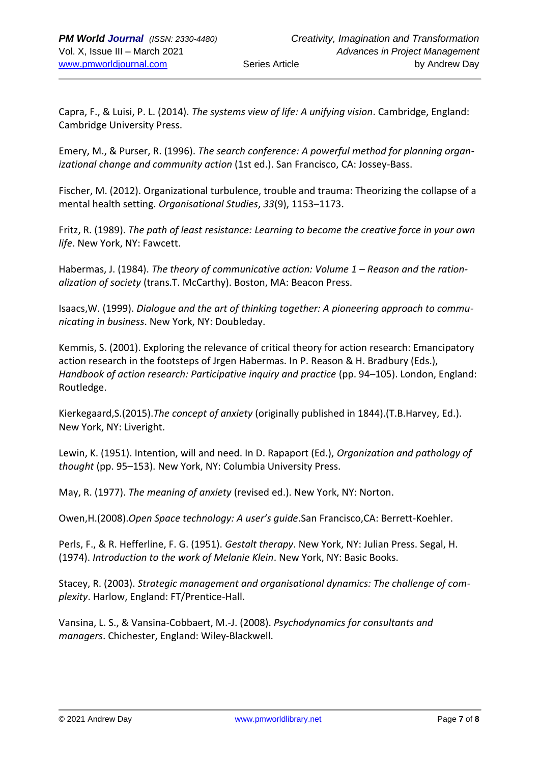Capra, F., & Luisi, P. L. (2014). *The systems view of life: A unifying vision*. Cambridge, England: Cambridge University Press.

Emery, M., & Purser, R. (1996). *The search conference: A powerful method for planning organizational change and community action* (1st ed.). San Francisco, CA: Jossey-Bass.

Fischer, M. (2012). Organizational turbulence, trouble and trauma: Theorizing the collapse of a mental health setting. *Organisational Studies*, *33*(9), 1153–1173.

Fritz, R. (1989). *The path of least resistance: Learning to become the creative force in your own life*. New York, NY: Fawcett.

Habermas, J. (1984). *The theory of communicative action: Volume 1 – Reason and the rationalization of society* (trans.T. McCarthy). Boston, MA: Beacon Press.

Isaacs,W. (1999). *Dialogue and the art of thinking together: A pioneering approach to communicating in business*. New York, NY: Doubleday.

Kemmis, S. (2001). Exploring the relevance of critical theory for action research: Emancipatory action research in the footsteps of Jrgen Habermas. In P. Reason & H. Bradbury (Eds.), *Handbook of action research: Participative inquiry and practice* (pp. 94–105). London, England: Routledge.

Kierkegaard,S.(2015).*The concept of anxiety* (originally published in 1844).(T.B.Harvey, Ed.). New York, NY: Liveright.

Lewin, K. (1951). Intention, will and need. In D. Rapaport (Ed.), *Organization and pathology of thought* (pp. 95–153). New York, NY: Columbia University Press.

May, R. (1977). *The meaning of anxiety* (revised ed.). New York, NY: Norton.

Owen,H.(2008).*Open Space technology: A user's guide*.San Francisco,CA: Berrett-Koehler.

Perls, F., & R. Hefferline, F. G. (1951). *Gestalt therapy*. New York, NY: Julian Press. Segal, H. (1974). *Introduction to the work of Melanie Klein*. New York, NY: Basic Books.

Stacey, R. (2003). *Strategic management and organisational dynamics: The challenge of complexity*. Harlow, England: FT/Prentice-Hall.

Vansina, L. S., & Vansina-Cobbaert, M.-J. (2008). *Psychodynamics for consultants and managers*. Chichester, England: Wiley-Blackwell.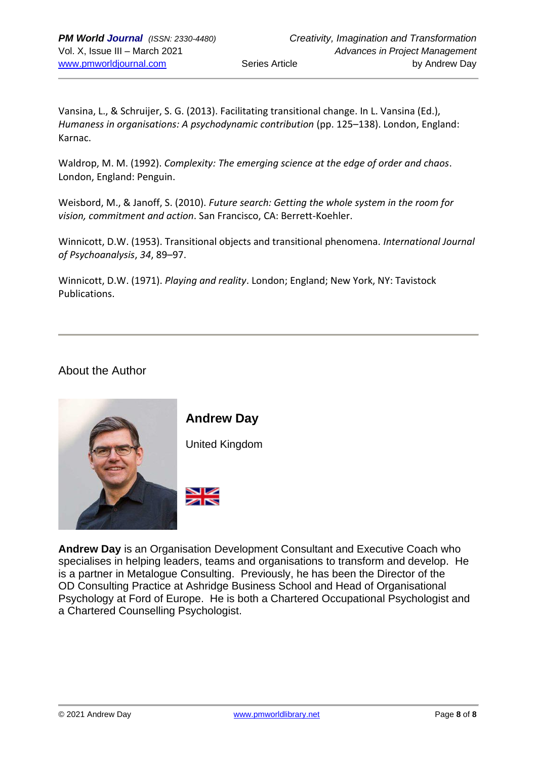Vansina, L., & Schruijer, S. G. (2013). Facilitating transitional change. In L. Vansina (Ed.), *Humaness in organisations: A psychodynamic contribution* (pp. 125–138). London, England: Karnac.

Waldrop, M. M. (1992). *Complexity: The emerging science at the edge of order and chaos*. London, England: Penguin.

Weisbord, M., & Janoff, S. (2010). *Future search: Getting the whole system in the room for vision, commitment and action*. San Francisco, CA: Berrett-Koehler.

Winnicott, D.W. (1953). Transitional objects and transitional phenomena. *International Journal of Psychoanalysis*, *34*, 89–97.

Winnicott, D.W. (1971). *Playing and reality*. London; England; New York, NY: Tavistock Publications.

---

## About the Author

### Andrew Day

United Kingdom

**Andrew Day** is an Organisation Development Consultant and Executive Coach who specialises in helping leaders, teams and organisations to transform and develop. He is a partner in Metalogue Consulting. Previously, he has been the Director of the OD Consulting Practice at Ashridge Business School and Head of Organisational Psychology at Ford of Europe. He is both a Chartered Occupational Psychologist and a Chartered Counselling Psychologist.